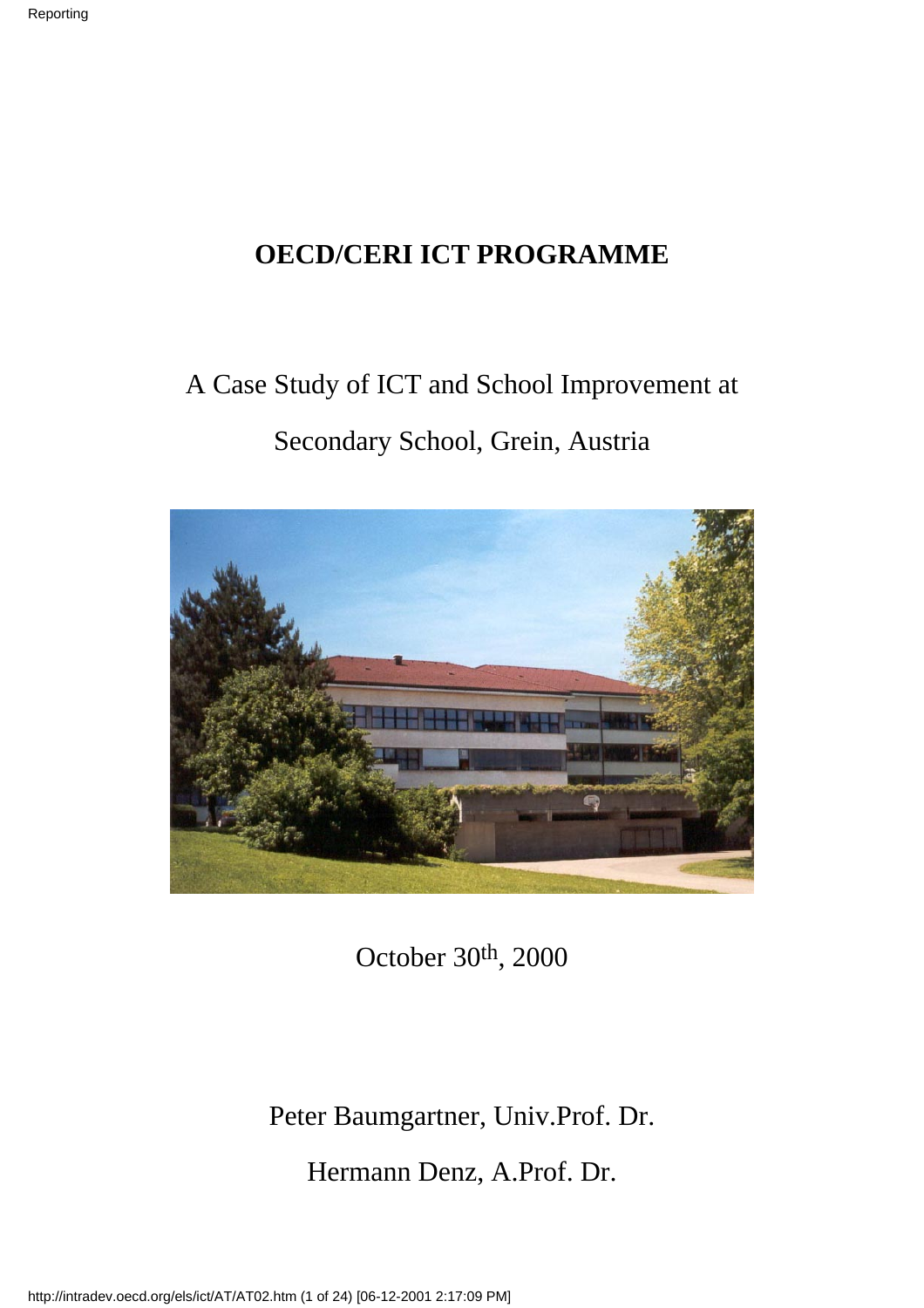# OECD/CERI ICT PROGRAMME

A Case Study of ICT and School Improvement at

Secondary School, Grein, Austria

October 30th, 2000

Peter Baumgartner, Univ.Prof. Dr.

Hermann Denz, A.Prof. Dr.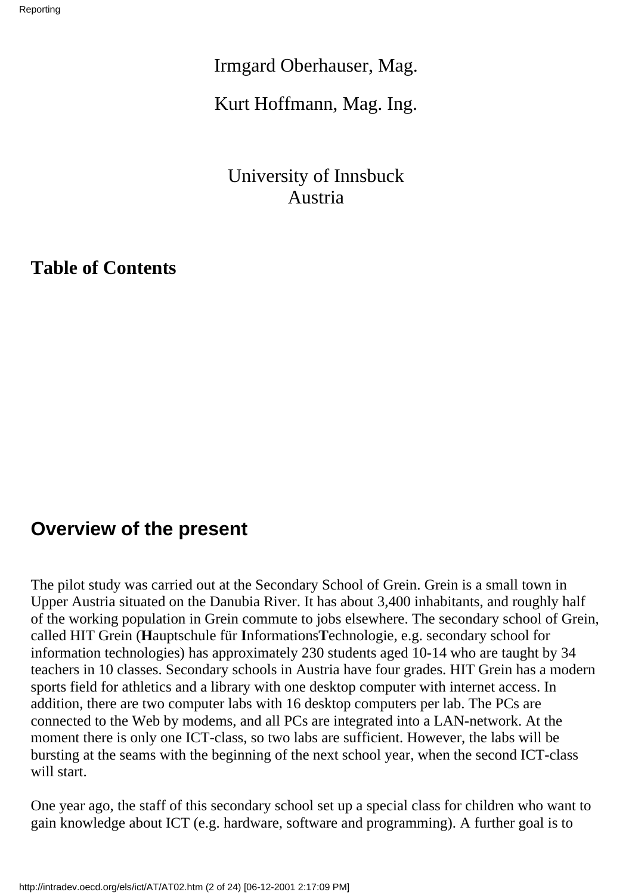Irmgard Oberhauser, Mag.

Kurt Hoffmann, Mag. Ing.

University of Innsbuck
Austria

**Table of Contents**

## Overview of the present

The pilot study was carried out at the Secondary School of Grein. Grein is a small town in Upper Austria situated on the Danubia River. It has about 3,400 inhabitants, and roughly half of the working population in Grein commute to jobs elsewhere. The secondary school of Grein, called HIT Grein (**H**auptschule für **I**nformations**T**echnologie, e.g. secondary school for information technologies) has approximately 230 students aged 10-14 who are taught by 34 teachers in 10 classes. Secondary schools in Austria have four grades. HIT Grein has a modern sports field for athletics and a library with one desktop computer with internet access. In addition, there are two computer labs with 16 desktop computers per lab. The PCs are connected to the Web by modems, and all PCs are integrated into a LAN-network. At the moment there is only one ICT-class, so two labs are sufficient. However, the labs will be bursting at the seams with the beginning of the next school year, when the second ICT-class will start.

One year ago, the staff of this secondary school set up a special class for children who want to gain knowledge about ICT (e.g. hardware, software and programming). A further goal is to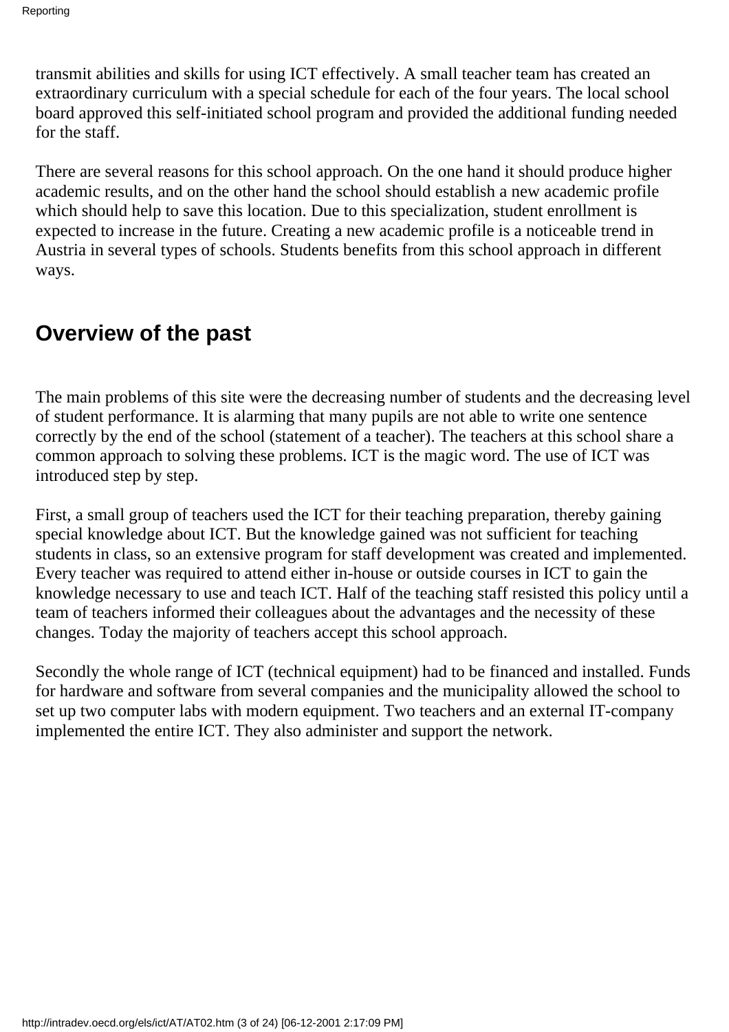transmit abilities and skills for using ICT effectively. A small teacher team has created an extraordinary curriculum with a special schedule for each of the four years. The local school board approved this self-initiated school program and provided the additional funding needed for the staff.

There are several reasons for this school approach. On the one hand it should produce higher academic results, and on the other hand the school should establish a new academic profile which should help to save this location. Due to this specialization, student enrollment is expected to increase in the future. Creating a new academic profile is a noticeable trend in Austria in several types of schools. Students benefits from this school approach in different ways.

## Overview of the past

The main problems of this site were the decreasing number of students and the decreasing level of student performance. It is alarming that many pupils are not able to write one sentence correctly by the end of the school (statement of a teacher). The teachers at this school share a common approach to solving these problems. ICT is the magic word. The use of ICT was introduced step by step.

First, a small group of teachers used the ICT for their teaching preparation, thereby gaining special knowledge about ICT. But the knowledge gained was not sufficient for teaching students in class, so an extensive program for staff development was created and implemented. Every teacher was required to attend either in-house or outside courses in ICT to gain the knowledge necessary to use and teach ICT. Half of the teaching staff resisted this policy until a team of teachers informed their colleagues about the advantages and the necessity of these changes. Today the majority of teachers accept this school approach.

Secondly the whole range of ICT (technical equipment) had to be financed and installed. Funds for hardware and software from several companies and the municipality allowed the school to set up two computer labs with modern equipment. Two teachers and an external IT-company implemented the entire ICT. They also administer and support the network.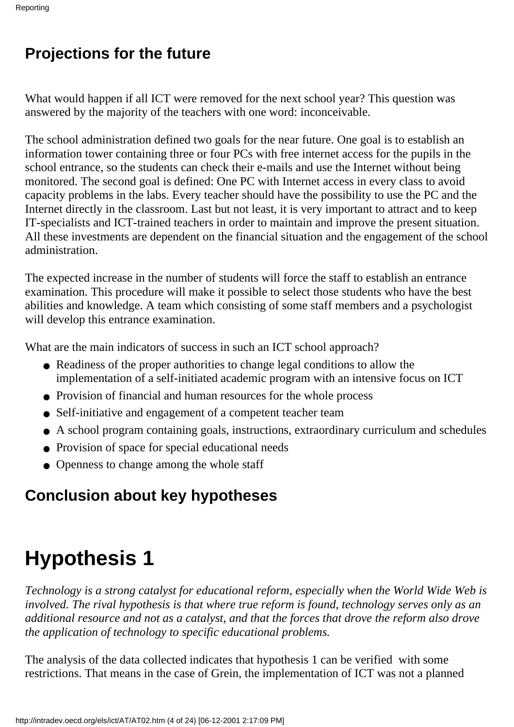## Projections for the future

What would happen if all ICT were removed for the next school year? This question was answered by the majority of the teachers with one word: inconceivable.

The school administration defined two goals for the near future. One goal is to establish an information tower containing three or four PCs with free internet access for the pupils in the school entrance, so the students can check their e-mails and use the Internet without being monitored. The second goal is defined: One PC with Internet access in every class to avoid capacity problems in the labs. Every teacher should have the possibility to use the PC and the Internet directly in the classroom. Last but not least, it is very important to attract and to keep IT-specialists and ICT-trained teachers in order to maintain and improve the present situation. All these investments are dependent on the financial situation and the engagement of the school administration.

The expected increase in the number of students will force the staff to establish an entrance examination. This procedure will make it possible to select those students who have the best abilities and knowledge. A team which consisting of some staff members and a psychologist will develop this entrance examination.

What are the main indicators of success in such an ICT school approach?

- Readiness of the proper authorities to change legal conditions to allow the implementation of a self-initiated academic program with an intensive focus on ICT
- Provision of financial and human resources for the whole process
- Self-initiative and engagement of a competent teacher team
- A school program containing goals, instructions, extraordinary curriculum and schedules
- Provision of space for special educational needs
- Openness to change among the whole staff

## Conclusion about key hypotheses

# Hypothesis 1

*Technology is a strong catalyst for educational reform, especially when the World Wide Web is involved. The rival hypothesis is that where true reform is found, technology serves only as an additional resource and not as a catalyst, and that the forces that drove the reform also drove the application of technology to specific educational problems.*

The analysis of the data collected indicates that hypothesis 1 can be verified with some restrictions. That means in the case of Grein, the implementation of ICT was not a planned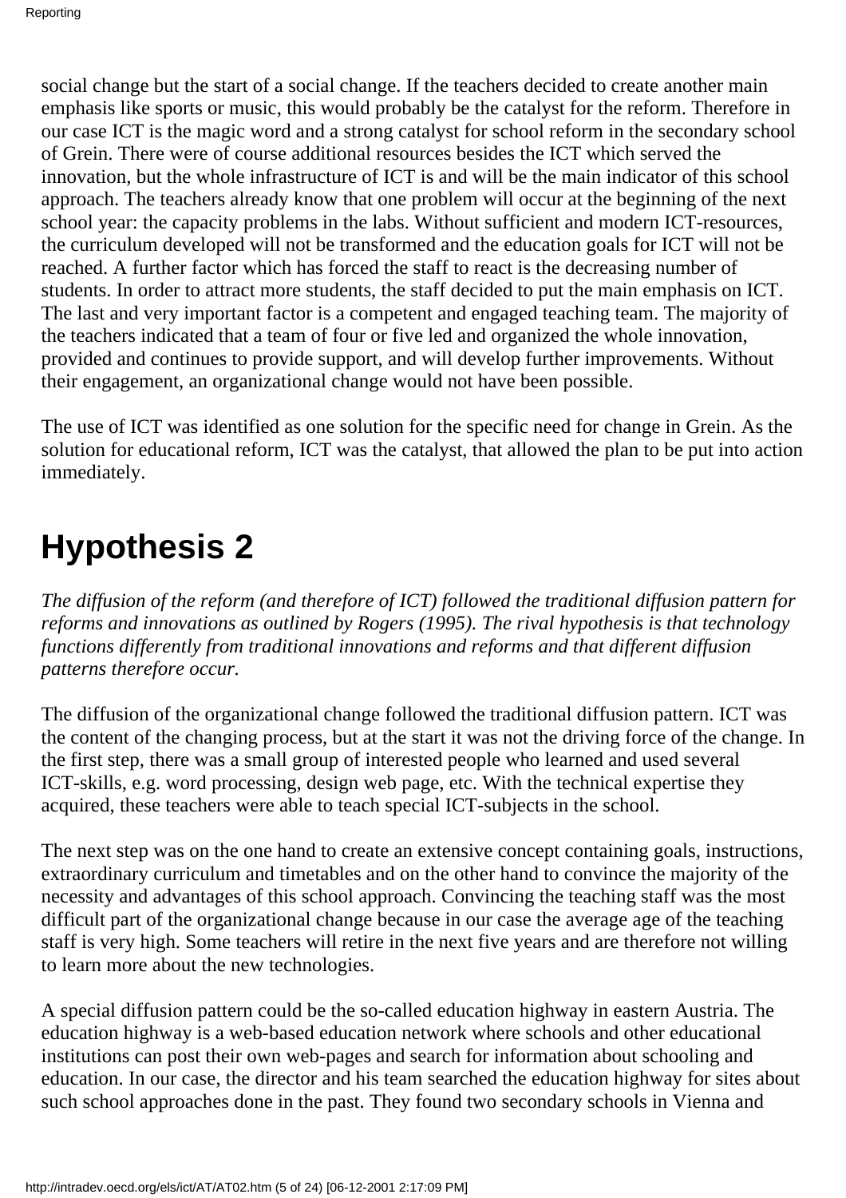social change but the start of a social change. If the teachers decided to create another main emphasis like sports or music, this would probably be the catalyst for the reform. Therefore in our case ICT is the magic word and a strong catalyst for school reform in the secondary school of Grein. There were of course additional resources besides the ICT which served the innovation, but the whole infrastructure of ICT is and will be the main indicator of this school approach. The teachers already know that one problem will occur at the beginning of the next school year: the capacity problems in the labs. Without sufficient and modern ICT-resources, the curriculum developed will not be transformed and the education goals for ICT will not be reached. A further factor which has forced the staff to react is the decreasing number of students. In order to attract more students, the staff decided to put the main emphasis on ICT. The last and very important factor is a competent and engaged teaching team. The majority of the teachers indicated that a team of four or five led and organized the whole innovation, provided and continues to provide support, and will develop further improvements. Without their engagement, an organizational change would not have been possible.

The use of ICT was identified as one solution for the specific need for change in Grein. As the solution for educational reform, ICT was the catalyst, that allowed the plan to be put into action immediately.

# Hypothesis 2

*The diffusion of the reform (and therefore of ICT) followed the traditional diffusion pattern for reforms and innovations as outlined by Rogers (1995). The rival hypothesis is that technology functions differently from traditional innovations and reforms and that different diffusion patterns therefore occur.*

The diffusion of the organizational change followed the traditional diffusion pattern. ICT was the content of the changing process, but at the start it was not the driving force of the change. In the first step, there was a small group of interested people who learned and used several ICT-skills, e.g. word processing, design web page, etc. With the technical expertise they acquired, these teachers were able to teach special ICT-subjects in the school.

The next step was on the one hand to create an extensive concept containing goals, instructions, extraordinary curriculum and timetables and on the other hand to convince the majority of the necessity and advantages of this school approach. Convincing the teaching staff was the most difficult part of the organizational change because in our case the average age of the teaching staff is very high. Some teachers will retire in the next five years and are therefore not willing to learn more about the new technologies.

A special diffusion pattern could be the so-called education highway in eastern Austria. The education highway is a web-based education network where schools and other educational institutions can post their own web-pages and search for information about schooling and education. In our case, the director and his team searched the education highway for sites about such school approaches done in the past. They found two secondary schools in Vienna and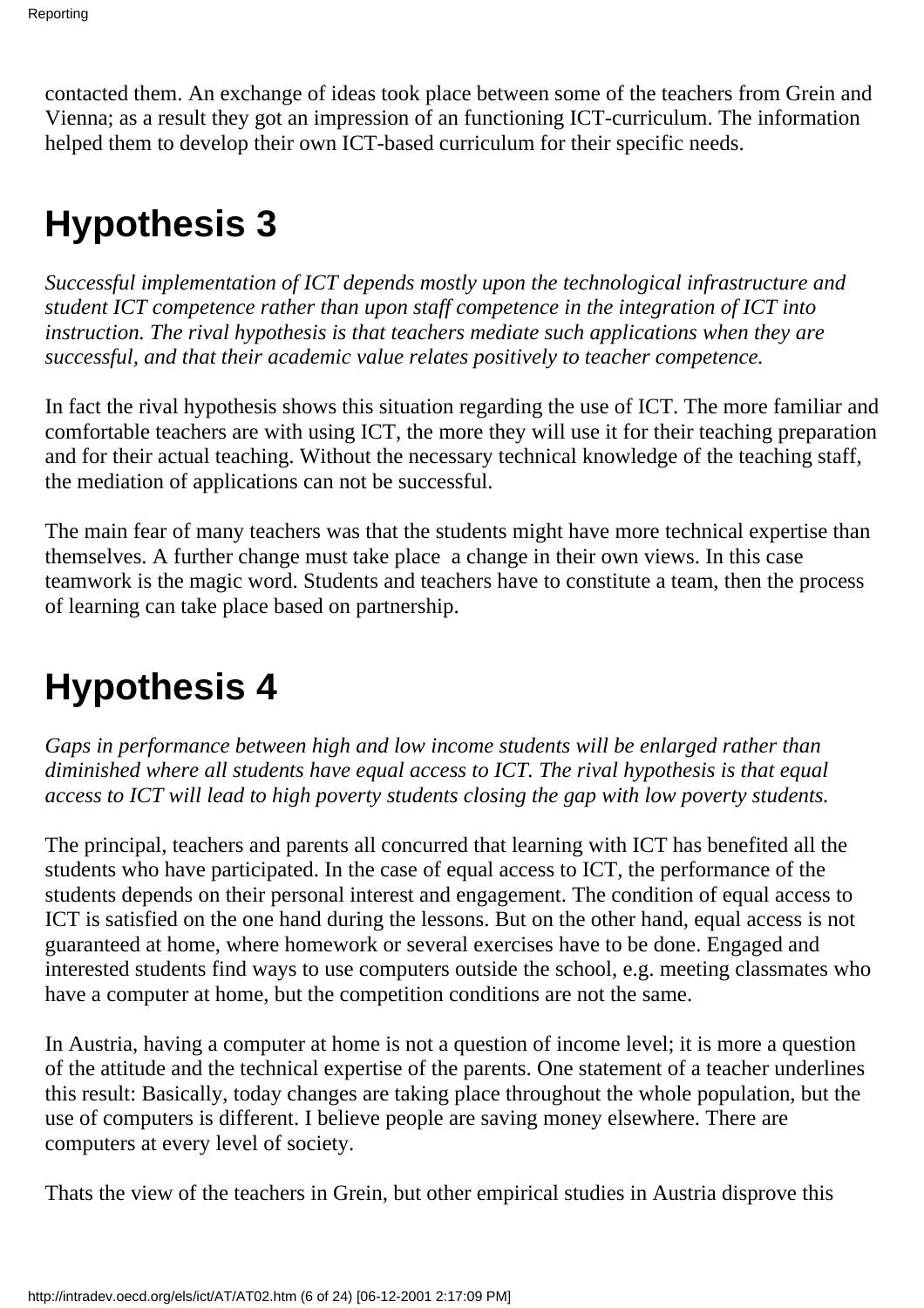contacted them. An exchange of ideas took place between some of the teachers from Grein and Vienna; as a result they got an impression of an functioning ICT-curriculum. The information helped them to develop their own ICT-based curriculum for their specific needs.

# Hypothesis 3

*Successful implementation of ICT depends mostly upon the technological infrastructure and student ICT competence rather than upon staff competence in the integration of ICT into instruction. The rival hypothesis is that teachers mediate such applications when they are successful, and that their academic value relates positively to teacher competence.*

In fact the rival hypothesis shows this situation regarding the use of ICT. The more familiar and comfortable teachers are with using ICT, the more they will use it for their teaching preparation and for their actual teaching. Without the necessary technical knowledge of the teaching staff, the mediation of applications can not be successful.

The main fear of many teachers was that the students might have more technical expertise than themselves. A further change must take place  a change in their own views. In this case teamwork is the magic word. Students and teachers have to constitute a team, then the process of learning can take place based on partnership.

# Hypothesis 4

*Gaps in performance between high and low income students will be enlarged rather than diminished where all students have equal access to ICT. The rival hypothesis is that equal access to ICT will lead to high poverty students closing the gap with low poverty students.*

The principal, teachers and parents all concurred that learning with ICT has benefited all the students who have participated. In the case of equal access to ICT, the performance of the students depends on their personal interest and engagement. The condition of equal access to ICT is satisfied on the one hand during the lessons. But on the other hand, equal access is not guaranteed at home, where homework or several exercises have to be done. Engaged and interested students find ways to use computers outside the school, e.g. meeting classmates who have a computer at home, but the competition conditions are not the same.

In Austria, having a computer at home is not a question of income level; it is more a question of the attitude and the technical expertise of the parents. One statement of a teacher underlines this result: Basically, today changes are taking place throughout the whole population, but the use of computers is different. I believe people are saving money elsewhere. There are computers at every level of society.

Thats the view of the teachers in Grein, but other empirical studies in Austria disprove this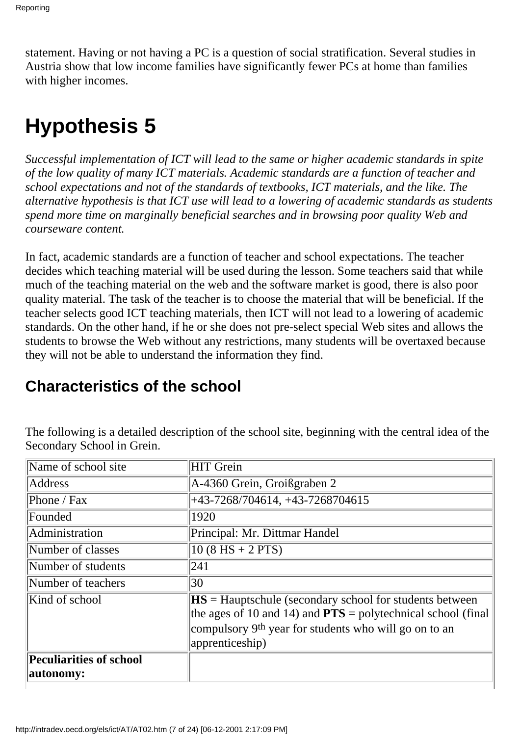statement. Having or not having a PC is a question of social stratification. Several studies in Austria show that low income families have significantly fewer PCs at home than families with higher incomes.

# Hypothesis 5

*Successful implementation of ICT will lead to the same or higher academic standards in spite of the low quality of many ICT materials. Academic standards are a function of teacher and school expectations and not of the standards of textbooks, ICT materials, and the like. The alternative hypothesis is that ICT use will lead to a lowering of academic standards as students spend more time on marginally beneficial searches and in browsing poor quality Web and courseware content.*

In fact, academic standards are a function of teacher and school expectations. The teacher decides which teaching material will be used during the lesson. Some teachers said that while much of the teaching material on the web and the software market is good, there is also poor quality material. The task of the teacher is to choose the material that will be beneficial. If the teacher selects good ICT teaching materials, then ICT will not lead to a lowering of academic standards. On the other hand, if he or she does not pre-select special Web sites and allows the students to browse the Web without any restrictions, many students will be overtaxed because they will not be able to understand the information they find.

## Characteristics of the school

The following is a detailed description of the school site, beginning with the central idea of the Secondary School in Grein.

| Name of school site | HIT Grein |
|---|---|
| Address | A-4360 Grein, Groißgraben 2 |
| Phone / Fax | +43-7268/704614, +43-7268704615 |
| Founded | 1920 |
| Administration | Principal: Mr. Dittmar Handel |
| Number of classes | 10 (8 HS + 2 PTS) |
| Number of students | 241 |
| Number of teachers | 30 |
| Kind of school | **HS** = Hauptschule (secondary school for students between the ages of 10 and 14) and **PTS** = polytechnical school (final compulsory 9th year for students who will go on to an apprenticeship) |
| **Peculiarities of school autonomy:** | |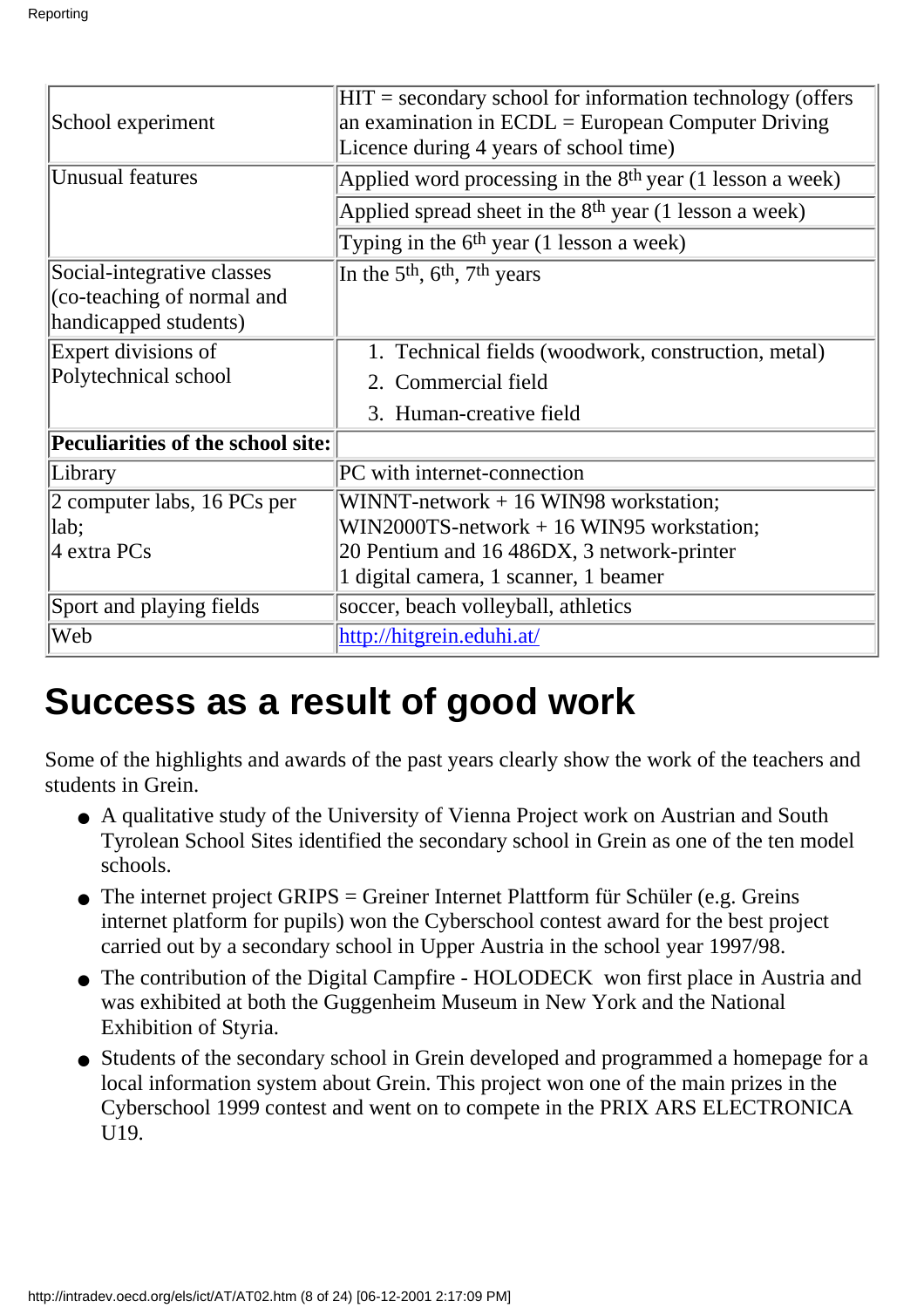| | |
|---|---|
| School experiment | HIT = secondary school for information technology (offers an examination in ECDL = European Computer Driving Licence during 4 years of school time) |
| Unusual features | Applied word processing in the 8th year (1 lesson a week) |
| | Applied spread sheet in the 8th year (1 lesson a week) |
| | Typing in the 6th year (1 lesson a week) |
| Social-integrative classes (co-teaching of normal and handicapped students) | In the 5th, 6th, 7th years |
| Expert divisions of Polytechnical school | 1. Technical fields (woodwork, construction, metal) 2. Commercial field 3. Human-creative field |
| **Peculiarities of the school site:** | |
| Library | PC with internet-connection |
| 2 computer labs, 16 PCs per lab; 4 extra PCs | WINNT-network + 16 WIN98 workstation; WIN2000TS-network + 16 WIN95 workstation; 20 Pentium and 16 486DX, 3 network-printer 1 digital camera, 1 scanner, 1 beamer |
| Sport and playing fields | soccer, beach volleyball, athletics |
| Web | http://hitgrein.eduhi.at/ |

# Success as a result of good work

Some of the highlights and awards of the past years clearly show the work of the teachers and students in Grein.

- A qualitative study of the University of Vienna Project work on Austrian and South Tyrolean School Sites identified the secondary school in Grein as one of the ten model schools.
- The internet project GRIPS = Greiner Internet Plattform für Schüler (e.g. Greins internet platform for pupils) won the Cyberschool contest award for the best project carried out by a secondary school in Upper Austria in the school year 1997/98.
- The contribution of the Digital Campfire - HOLODECK won first place in Austria and was exhibited at both the Guggenheim Museum in New York and the National Exhibition of Styria.
- Students of the secondary school in Grein developed and programmed a homepage for a local information system about Grein. This project won one of the main prizes in the Cyberschool 1999 contest and went on to compete in the PRIX ARS ELECTRONICA U19.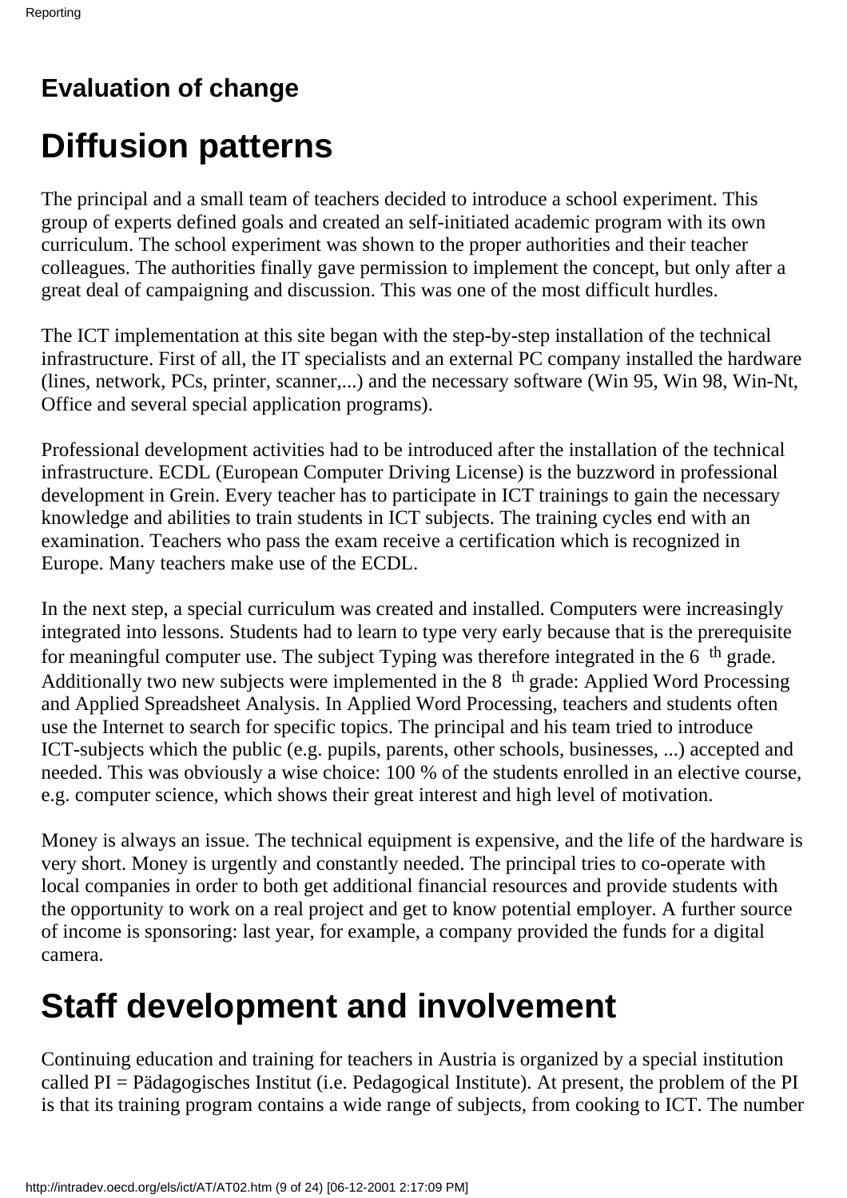## Evaluation of change

# Diffusion patterns

The principal and a small team of teachers decided to introduce a school experiment. This group of experts defined goals and created an self-initiated academic program with its own curriculum. The school experiment was shown to the proper authorities and their teacher colleagues. The authorities finally gave permission to implement the concept, but only after a great deal of campaigning and discussion. This was one of the most difficult hurdles.

The ICT implementation at this site began with the step-by-step installation of the technical infrastructure. First of all, the IT specialists and an external PC company installed the hardware (lines, network, PCs, printer, scanner,...) and the necessary software (Win 95, Win 98, Win-Nt, Office and several special application programs).

Professional development activities had to be introduced after the installation of the technical infrastructure. ECDL (European Computer Driving License) is the buzzword in professional development in Grein. Every teacher has to participate in ICT trainings to gain the necessary knowledge and abilities to train students in ICT subjects. The training cycles end with an examination. Teachers who pass the exam receive a certification which is recognized in Europe. Many teachers make use of the ECDL.

In the next step, a special curriculum was created and installed. Computers were increasingly integrated into lessons. Students had to learn to type very early because that is the prerequisite for meaningful computer use. The subject Typing was therefore integrated in the 6th grade. Additionally two new subjects were implemented in the 8th grade: Applied Word Processing and Applied Spreadsheet Analysis. In Applied Word Processing, teachers and students often use the Internet to search for specific topics. The principal and his team tried to introduce ICT-subjects which the public (e.g. pupils, parents, other schools, businesses, ...) accepted and needed. This was obviously a wise choice: 100 % of the students enrolled in an elective course, e.g. computer science, which shows their great interest and high level of motivation.

Money is always an issue. The technical equipment is expensive, and the life of the hardware is very short. Money is urgently and constantly needed. The principal tries to co-operate with local companies in order to both get additional financial resources and provide students with the opportunity to work on a real project and get to know potential employer. A further source of income is sponsoring: last year, for example, a company provided the funds for a digital camera.

# Staff development and involvement

Continuing education and training for teachers in Austria is organized by a special institution called PI = Pädagogisches Institut (i.e. Pedagogical Institute). At present, the problem of the PI is that its training program contains a wide range of subjects, from cooking to ICT. The number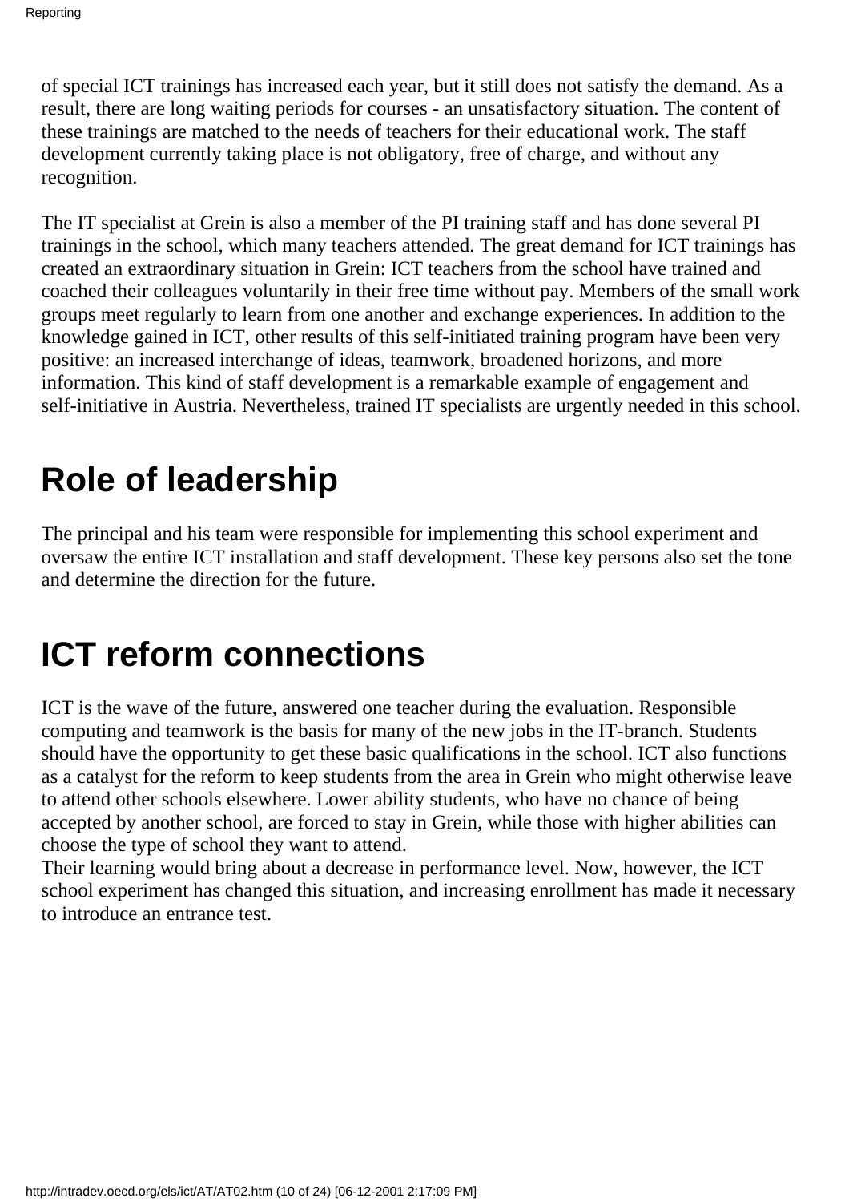of special ICT trainings has increased each year, but it still does not satisfy the demand. As a result, there are long waiting periods for courses - an unsatisfactory situation. The content of these trainings are matched to the needs of teachers for their educational work. The staff development currently taking place is not obligatory, free of charge, and without any recognition.

The IT specialist at Grein is also a member of the PI training staff and has done several PI trainings in the school, which many teachers attended. The great demand for ICT trainings has created an extraordinary situation in Grein: ICT teachers from the school have trained and coached their colleagues voluntarily in their free time without pay. Members of the small work groups meet regularly to learn from one another and exchange experiences. In addition to the knowledge gained in ICT, other results of this self-initiated training program have been very positive: an increased interchange of ideas, teamwork, broadened horizons, and more information. This kind of staff development is a remarkable example of engagement and self-initiative in Austria. Nevertheless, trained IT specialists are urgently needed in this school.

# Role of leadership

The principal and his team were responsible for implementing this school experiment and oversaw the entire ICT installation and staff development. These key persons also set the tone and determine the direction for the future.

# ICT reform connections

ICT is the wave of the future, answered one teacher during the evaluation. Responsible computing and teamwork is the basis for many of the new jobs in the IT-branch. Students should have the opportunity to get these basic qualifications in the school. ICT also functions as a catalyst for the reform to keep students from the area in Grein who might otherwise leave to attend other schools elsewhere. Lower ability students, who have no chance of being accepted by another school, are forced to stay in Grein, while those with higher abilities can choose the type of school they want to attend.
Their learning would bring about a decrease in performance level. Now, however, the ICT school experiment has changed this situation, and increasing enrollment has made it necessary to introduce an entrance test.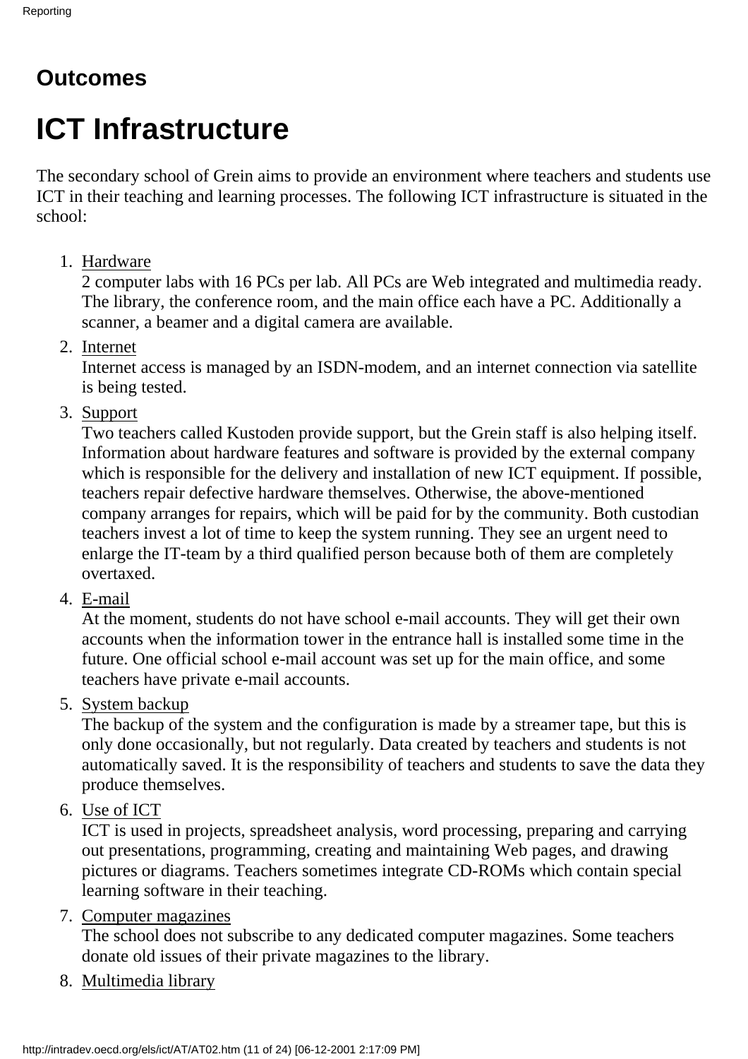### Outcomes

# ICT Infrastructure

The secondary school of Grein aims to provide an environment where teachers and students use ICT in their teaching and learning processes. The following ICT infrastructure is situated in the school:

1. Hardware
   2 computer labs with 16 PCs per lab. All PCs are Web integrated and multimedia ready. The library, the conference room, and the main office each have a PC. Additionally a scanner, a beamer and a digital camera are available.
2. Internet
   Internet access is managed by an ISDN-modem, and an internet connection via satellite is being tested.
3. Support
   Two teachers called Kustoden provide support, but the Grein staff is also helping itself. Information about hardware features and software is provided by the external company which is responsible for the delivery and installation of new ICT equipment. If possible, teachers repair defective hardware themselves. Otherwise, the above-mentioned company arranges for repairs, which will be paid for by the community. Both custodian teachers invest a lot of time to keep the system running. They see an urgent need to enlarge the IT-team by a third qualified person because both of them are completely overtaxed.
4. E-mail
   At the moment, students do not have school e-mail accounts. They will get their own accounts when the information tower in the entrance hall is installed some time in the future. One official school e-mail account was set up for the main office, and some teachers have private e-mail accounts.
5. System backup
   The backup of the system and the configuration is made by a streamer tape, but this is only done occasionally, but not regularly. Data created by teachers and students is not automatically saved. It is the responsibility of teachers and students to save the data they produce themselves.
6. Use of ICT
   ICT is used in projects, spreadsheet analysis, word processing, preparing and carrying out presentations, programming, creating and maintaining Web pages, and drawing pictures or diagrams. Teachers sometimes integrate CD-ROMs which contain special learning software in their teaching.
7. Computer magazines
   The school does not subscribe to any dedicated computer magazines. Some teachers donate old issues of their private magazines to the library.
8. Multimedia library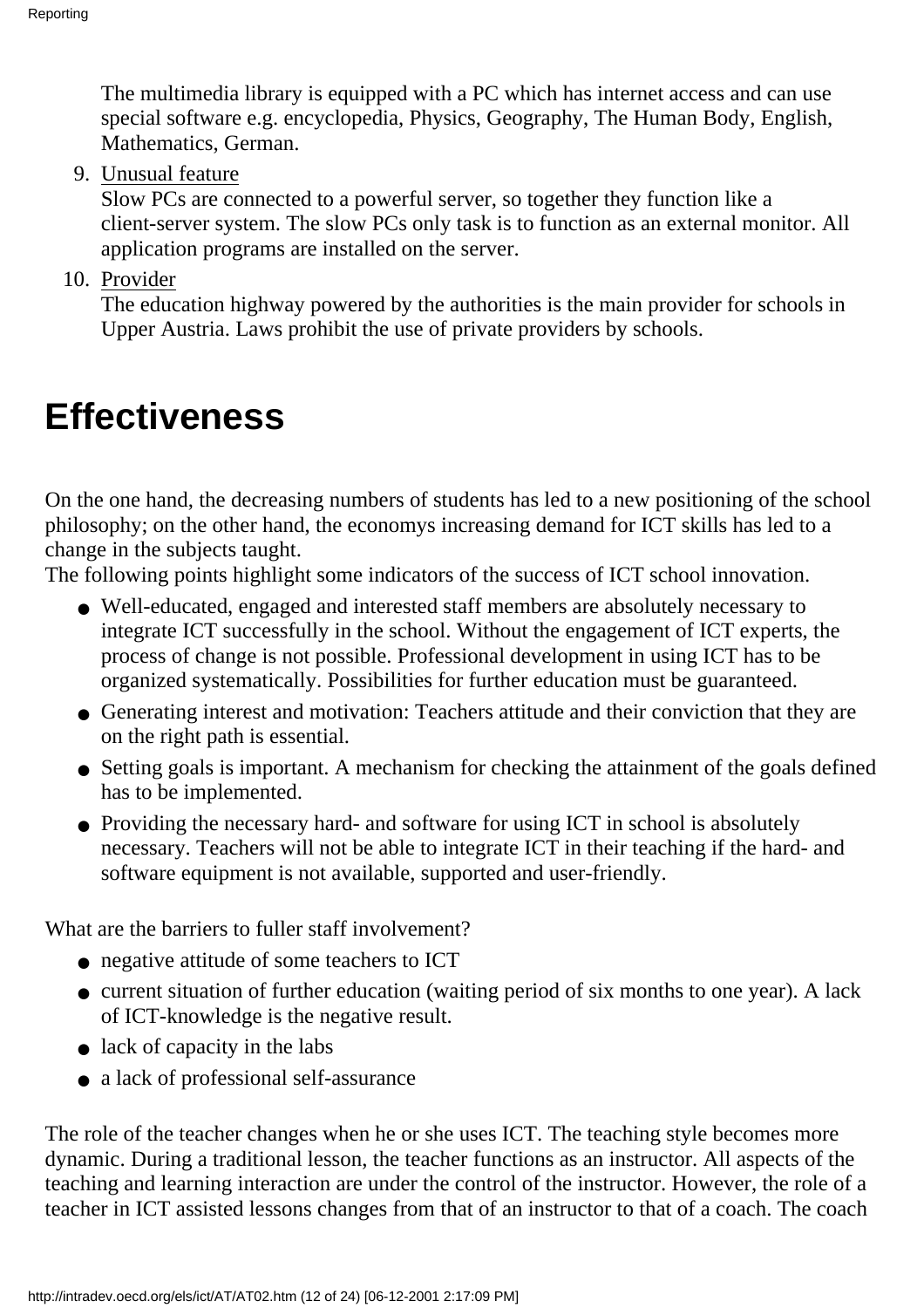The multimedia library is equipped with a PC which has internet access and can use special software e.g. encyclopedia, Physics, Geography, The Human Body, English, Mathematics, German.

9. Unusual feature
   Slow PCs are connected to a powerful server, so together they function like a client-server system. The slow PCs only task is to function as an external monitor. All application programs are installed on the server.
10. Provider
    The education highway powered by the authorities is the main provider for schools in Upper Austria. Laws prohibit the use of private providers by schools.

# Effectiveness

On the one hand, the decreasing numbers of students has led to a new positioning of the school philosophy; on the other hand, the economys increasing demand for ICT skills has led to a change in the subjects taught.
The following points highlight some indicators of the success of ICT school innovation.

- Well-educated, engaged and interested staff members are absolutely necessary to integrate ICT successfully in the school. Without the engagement of ICT experts, the process of change is not possible. Professional development in using ICT has to be organized systematically. Possibilities for further education must be guaranteed.
- Generating interest and motivation: Teachers attitude and their conviction that they are on the right path is essential.
- Setting goals is important. A mechanism for checking the attainment of the goals defined has to be implemented.
- Providing the necessary hard- and software for using ICT in school is absolutely necessary. Teachers will not be able to integrate ICT in their teaching if the hard- and software equipment is not available, supported and user-friendly.

What are the barriers to fuller staff involvement?

- negative attitude of some teachers to ICT
- current situation of further education (waiting period of six months to one year). A lack of ICT-knowledge is the negative result.
- lack of capacity in the labs
- a lack of professional self-assurance

The role of the teacher changes when he or she uses ICT. The teaching style becomes more dynamic. During a traditional lesson, the teacher functions as an instructor. All aspects of the teaching and learning interaction are under the control of the instructor. However, the role of a teacher in ICT assisted lessons changes from that of an instructor to that of a coach. The coach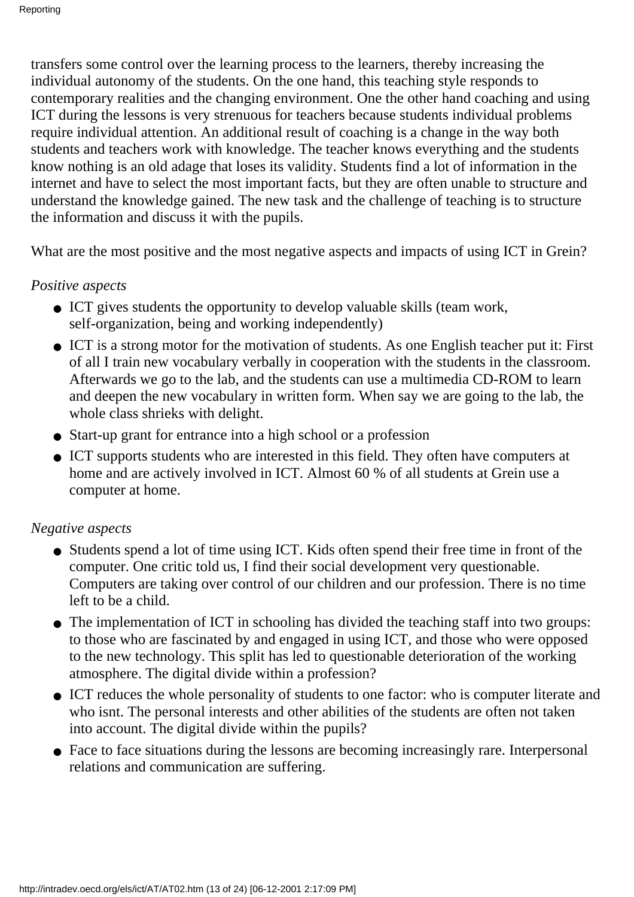transfers some control over the learning process to the learners, thereby increasing the individual autonomy of the students. On the one hand, this teaching style responds to contemporary realities and the changing environment. One the other hand coaching and using ICT during the lessons is very strenuous for teachers because students individual problems require individual attention. An additional result of coaching is a change in the way both students and teachers work with knowledge. The teacher knows everything and the students know nothing is an old adage that loses its validity. Students find a lot of information in the internet and have to select the most important facts, but they are often unable to structure and understand the knowledge gained. The new task and the challenge of teaching is to structure the information and discuss it with the pupils.

What are the most positive and the most negative aspects and impacts of using ICT in Grein?

*Positive aspects*

- ICT gives students the opportunity to develop valuable skills (team work, self-organization, being and working independently)
- ICT is a strong motor for the motivation of students. As one English teacher put it: First of all I train new vocabulary verbally in cooperation with the students in the classroom. Afterwards we go to the lab, and the students can use a multimedia CD-ROM to learn and deepen the new vocabulary in written form. When say we are going to the lab, the whole class shrieks with delight.
- Start-up grant for entrance into a high school or a profession
- ICT supports students who are interested in this field. They often have computers at home and are actively involved in ICT. Almost 60 % of all students at Grein use a computer at home.

*Negative aspects*

- Students spend a lot of time using ICT. Kids often spend their free time in front of the computer. One critic told us, I find their social development very questionable. Computers are taking over control of our children and our profession. There is no time left to be a child.
- The implementation of ICT in schooling has divided the teaching staff into two groups: to those who are fascinated by and engaged in using ICT, and those who were opposed to the new technology. This split has led to questionable deterioration of the working atmosphere. The digital divide within a profession?
- ICT reduces the whole personality of students to one factor: who is computer literate and who isnt. The personal interests and other abilities of the students are often not taken into account. The digital divide within the pupils?
- Face to face situations during the lessons are becoming increasingly rare. Interpersonal relations and communication are suffering.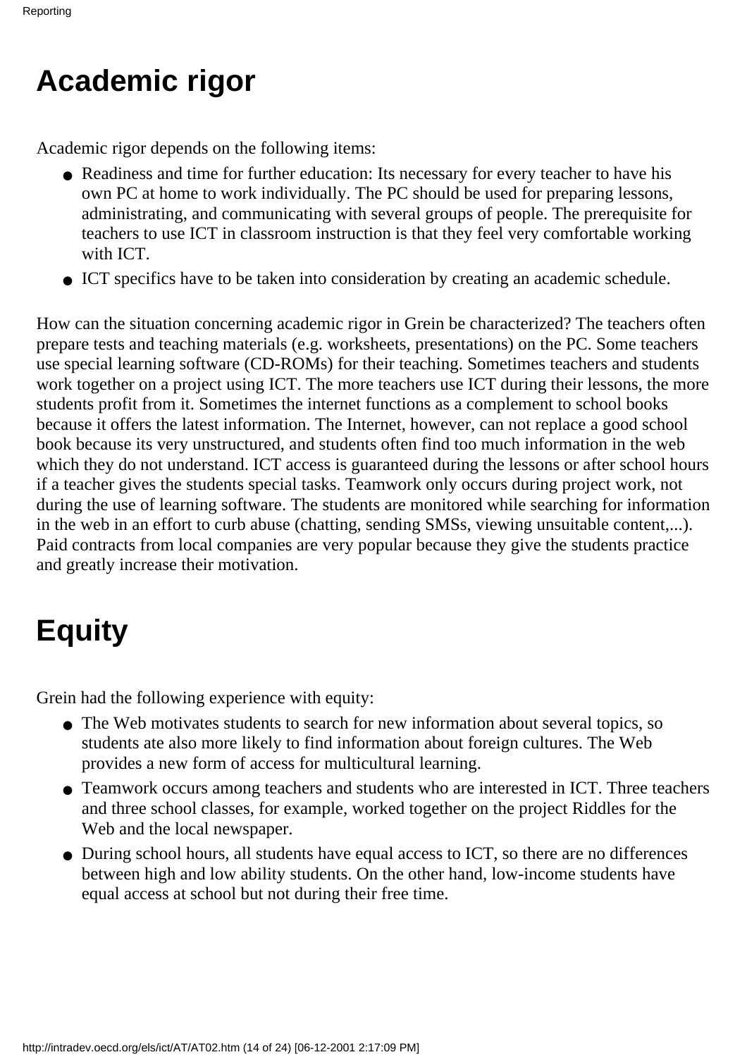# Academic rigor

Academic rigor depends on the following items:

- Readiness and time for further education: Its necessary for every teacher to have his own PC at home to work individually. The PC should be used for preparing lessons, administrating, and communicating with several groups of people. The prerequisite for teachers to use ICT in classroom instruction is that they feel very comfortable working with ICT.
- ICT specifics have to be taken into consideration by creating an academic schedule.

How can the situation concerning academic rigor in Grein be characterized? The teachers often prepare tests and teaching materials (e.g. worksheets, presentations) on the PC. Some teachers use special learning software (CD-ROMs) for their teaching. Sometimes teachers and students work together on a project using ICT. The more teachers use ICT during their lessons, the more students profit from it. Sometimes the internet functions as a complement to school books because it offers the latest information. The Internet, however, can not replace a good school book because its very unstructured, and students often find too much information in the web which they do not understand. ICT access is guaranteed during the lessons or after school hours if a teacher gives the students special tasks. Teamwork only occurs during project work, not during the use of learning software. The students are monitored while searching for information in the web in an effort to curb abuse (chatting, sending SMSs, viewing unsuitable content,...). Paid contracts from local companies are very popular because they give the students practice and greatly increase their motivation.

# Equity

Grein had the following experience with equity:

- The Web motivates students to search for new information about several topics, so students ate also more likely to find information about foreign cultures. The Web provides a new form of access for multicultural learning.
- Teamwork occurs among teachers and students who are interested in ICT. Three teachers and three school classes, for example, worked together on the project Riddles for the Web and the local newspaper.
- During school hours, all students have equal access to ICT, so there are no differences between high and low ability students. On the other hand, low-income students have equal access at school but not during their free time.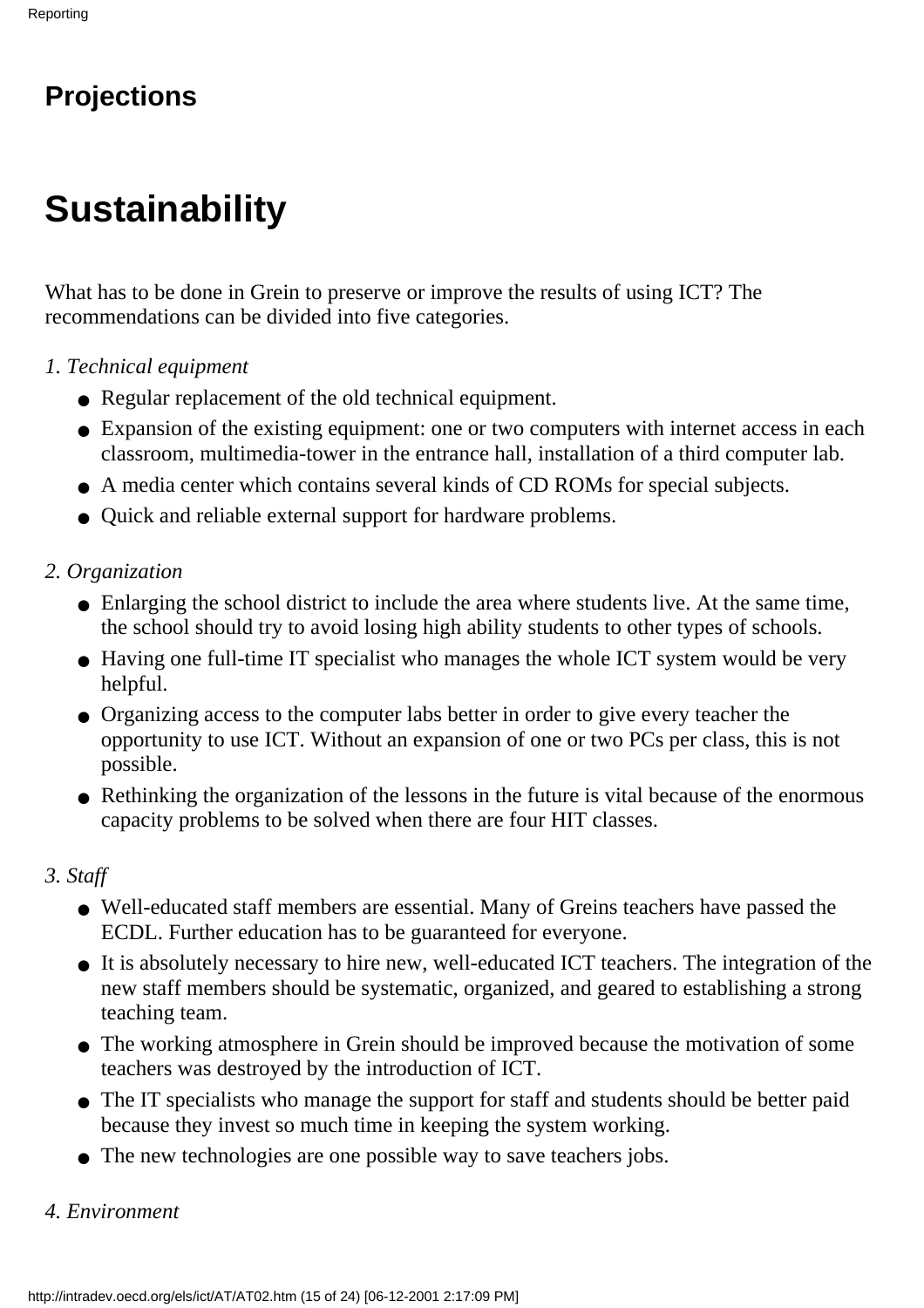## Projections

# Sustainability

What has to be done in Grein to preserve or improve the results of using ICT? The recommendations can be divided into five categories.

*1. Technical equipment*

- Regular replacement of the old technical equipment.
- Expansion of the existing equipment: one or two computers with internet access in each classroom, multimedia-tower in the entrance hall, installation of a third computer lab.
- A media center which contains several kinds of CD ROMs for special subjects.
- Quick and reliable external support for hardware problems.

*2. Organization*

- Enlarging the school district to include the area where students live. At the same time, the school should try to avoid losing high ability students to other types of schools.
- Having one full-time IT specialist who manages the whole ICT system would be very helpful.
- Organizing access to the computer labs better in order to give every teacher the opportunity to use ICT. Without an expansion of one or two PCs per class, this is not possible.
- Rethinking the organization of the lessons in the future is vital because of the enormous capacity problems to be solved when there are four HIT classes.

*3. Staff*

- Well-educated staff members are essential. Many of Greins teachers have passed the ECDL. Further education has to be guaranteed for everyone.
- It is absolutely necessary to hire new, well-educated ICT teachers. The integration of the new staff members should be systematic, organized, and geared to establishing a strong teaching team.
- The working atmosphere in Grein should be improved because the motivation of some teachers was destroyed by the introduction of ICT.
- The IT specialists who manage the support for staff and students should be better paid because they invest so much time in keeping the system working.
- The new technologies are one possible way to save teachers jobs.

*4. Environment*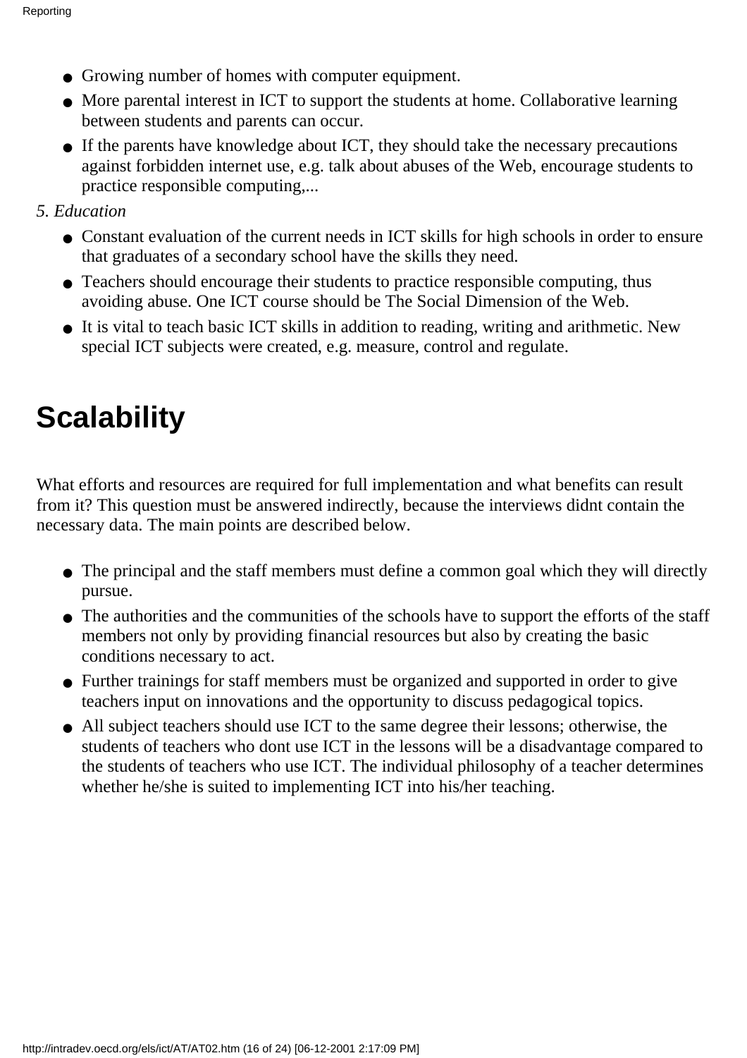- Growing number of homes with computer equipment.
- More parental interest in ICT to support the students at home. Collaborative learning between students and parents can occur.
- If the parents have knowledge about ICT, they should take the necessary precautions against forbidden internet use, e.g. talk about abuses of the Web, encourage students to practice responsible computing,...

*5. Education*

- Constant evaluation of the current needs in ICT skills for high schools in order to ensure that graduates of a secondary school have the skills they need.
- Teachers should encourage their students to practice responsible computing, thus avoiding abuse. One ICT course should be The Social Dimension of the Web.
- It is vital to teach basic ICT skills in addition to reading, writing and arithmetic. New special ICT subjects were created, e.g. measure, control and regulate.

# Scalability

What efforts and resources are required for full implementation and what benefits can result from it? This question must be answered indirectly, because the interviews didnt contain the necessary data. The main points are described below.

- The principal and the staff members must define a common goal which they will directly pursue.
- The authorities and the communities of the schools have to support the efforts of the staff members not only by providing financial resources but also by creating the basic conditions necessary to act.
- Further trainings for staff members must be organized and supported in order to give teachers input on innovations and the opportunity to discuss pedagogical topics.
- All subject teachers should use ICT to the same degree their lessons; otherwise, the students of teachers who dont use ICT in the lessons will be a disadvantage compared to the students of teachers who use ICT. The individual philosophy of a teacher determines whether he/she is suited to implementing ICT into his/her teaching.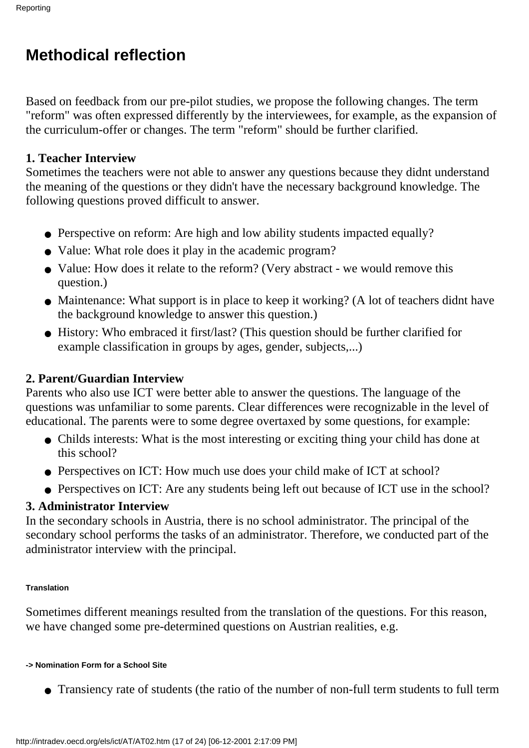# Methodical reflection

Based on feedback from our pre-pilot studies, we propose the following changes. The term "reform" was often expressed differently by the interviewees, for example, as the expansion of the curriculum-offer or changes. The term "reform" should be further clarified.

**1. Teacher Interview**
Sometimes the teachers were not able to answer any questions because they didnt understand the meaning of the questions or they didn't have the necessary background knowledge. The following questions proved difficult to answer.

- Perspective on reform: Are high and low ability students impacted equally?
- Value: What role does it play in the academic program?
- Value: How does it relate to the reform? (Very abstract - we would remove this question.)
- Maintenance: What support is in place to keep it working? (A lot of teachers didnt have the background knowledge to answer this question.)
- History: Who embraced it first/last? (This question should be further clarified for example classification in groups by ages, gender, subjects,...)

**2. Parent/Guardian Interview**
Parents who also use ICT were better able to answer the questions. The language of the questions was unfamiliar to some parents. Clear differences were recognizable in the level of educational. The parents were to some degree overtaxed by some questions, for example:

- Childs interests: What is the most interesting or exciting thing your child has done at this school?
- Perspectives on ICT: How much use does your child make of ICT at school?
- Perspectives on ICT: Are any students being left out because of ICT use in the school?

**3. Administrator Interview**
In the secondary schools in Austria, there is no school administrator. The principal of the secondary school performs the tasks of an administrator. Therefore, we conducted part of the administrator interview with the principal.

###### Translation

Sometimes different meanings resulted from the translation of the questions. For this reason, we have changed some pre-determined questions on Austrian realities, e.g.

###### -> Nomination Form for a School Site

- Transiency rate of students (the ratio of the number of non-full term students to full term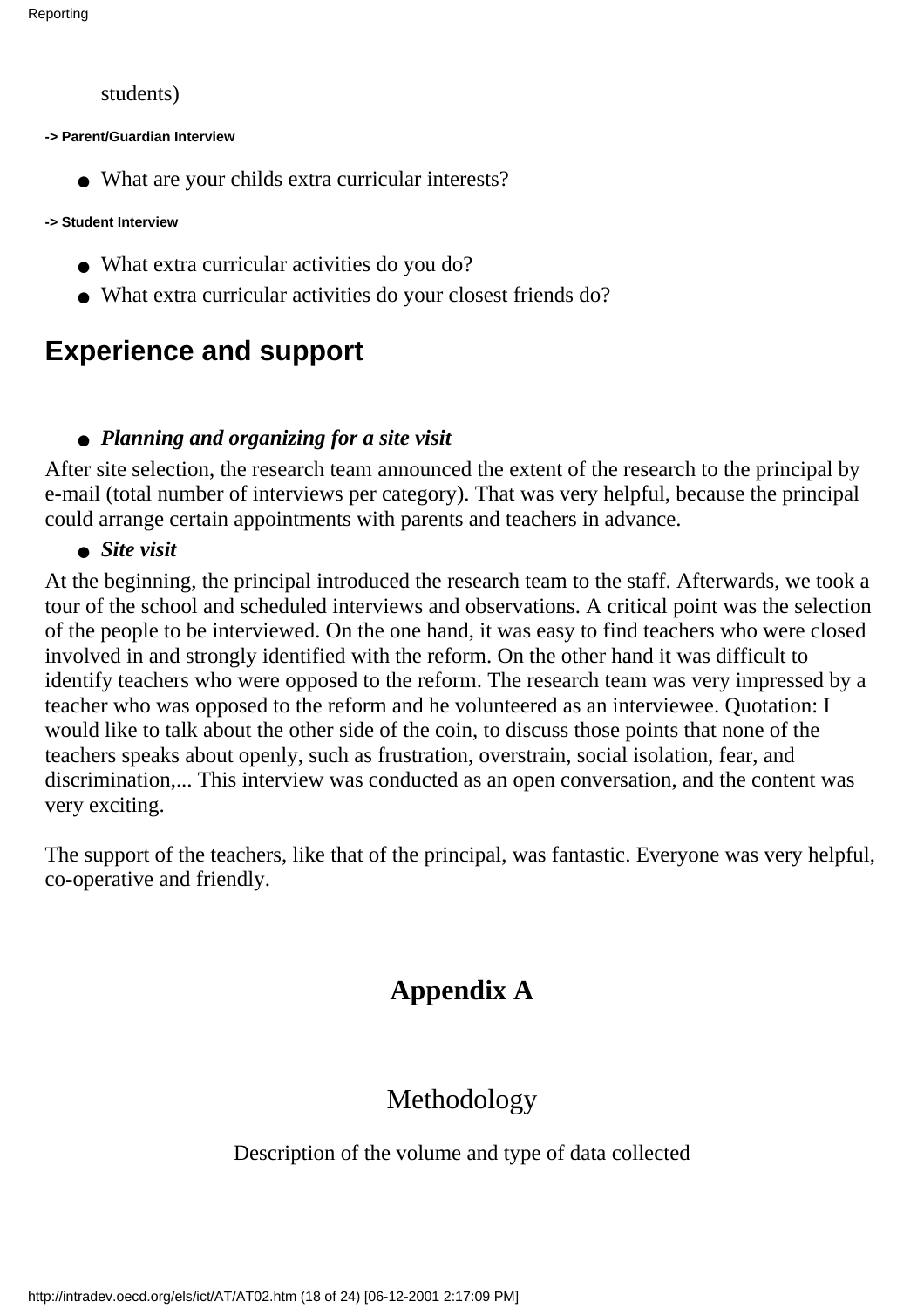students)

**-> Parent/Guardian Interview**

- What are your childs extra curricular interests?

**-> Student Interview**

- What extra curricular activities do you do?
- What extra curricular activities do your closest friends do?

## Experience and support

- ***Planning and organizing for a site visit***

After site selection, the research team announced the extent of the research to the principal by e-mail (total number of interviews per category). That was very helpful, because the principal could arrange certain appointments with parents and teachers in advance.

- ***Site visit***

At the beginning, the principal introduced the research team to the staff. Afterwards, we took a tour of the school and scheduled interviews and observations. A critical point was the selection of the people to be interviewed. On the one hand, it was easy to find teachers who were closed involved in and strongly identified with the reform. On the other hand it was difficult to identify teachers who were opposed to the reform. The research team was very impressed by a teacher who was opposed to the reform and he volunteered as an interviewee. Quotation: I would like to talk about the other side of the coin, to discuss those points that none of the teachers speaks about openly, such as frustration, overstrain, social isolation, fear, and discrimination,... This interview was conducted as an open conversation, and the content was very exciting.

The support of the teachers, like that of the principal, was fantastic. Everyone was very helpful, co-operative and friendly.

# Appendix A

## Methodology

Description of the volume and type of data collected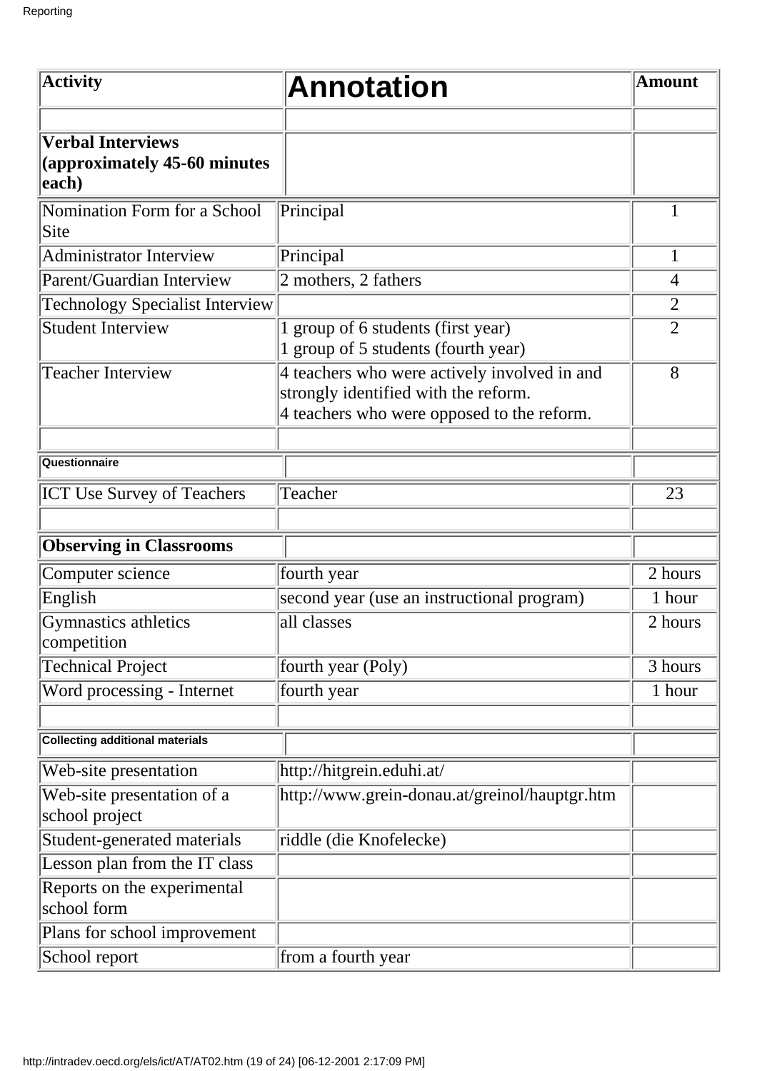| Activity | Annotation | Amount |
|---|---|---|
| | | |
| **Verbal Interviews (approximately 45-60 minutes each)** | | |
| Nomination Form for a School Site | Principal | 1 |
| Administrator Interview | Principal | 1 |
| Parent/Guardian Interview | 2 mothers, 2 fathers | 4 |
| Technology Specialist Interview | | 2 |
| Student Interview | 1 group of 6 students (first year)<br>1 group of 5 students (fourth year) | 2 |
| Teacher Interview | 4 teachers who were actively involved in and strongly identified with the reform.<br>4 teachers who were opposed to the reform. | 8 |
| | | |
| **Questionnaire** | | |
| ICT Use Survey of Teachers | Teacher | 23 |
| | | |
| **Observing in Classrooms** | | |
| Computer science | fourth year | 2 hours |
| English | second year (use an instructional program) | 1 hour |
| Gymnastics athletics competition | all classes | 2 hours |
| Technical Project | fourth year (Poly) | 3 hours |
| Word processing - Internet | fourth year | 1 hour |
| | | |
| **Collecting additional materials** | | |
| Web-site presentation | http://hitgrein.eduhi.at/ | |
| Web-site presentation of a school project | http://www.grein-donau.at/greinol/hauptgr.htm | |
| Student-generated materials | riddle (die Knofelecke) | |
| Lesson plan from the IT class | | |
| Reports on the experimental school form | | |
| Plans for school improvement | | |
| School report | from a fourth year | |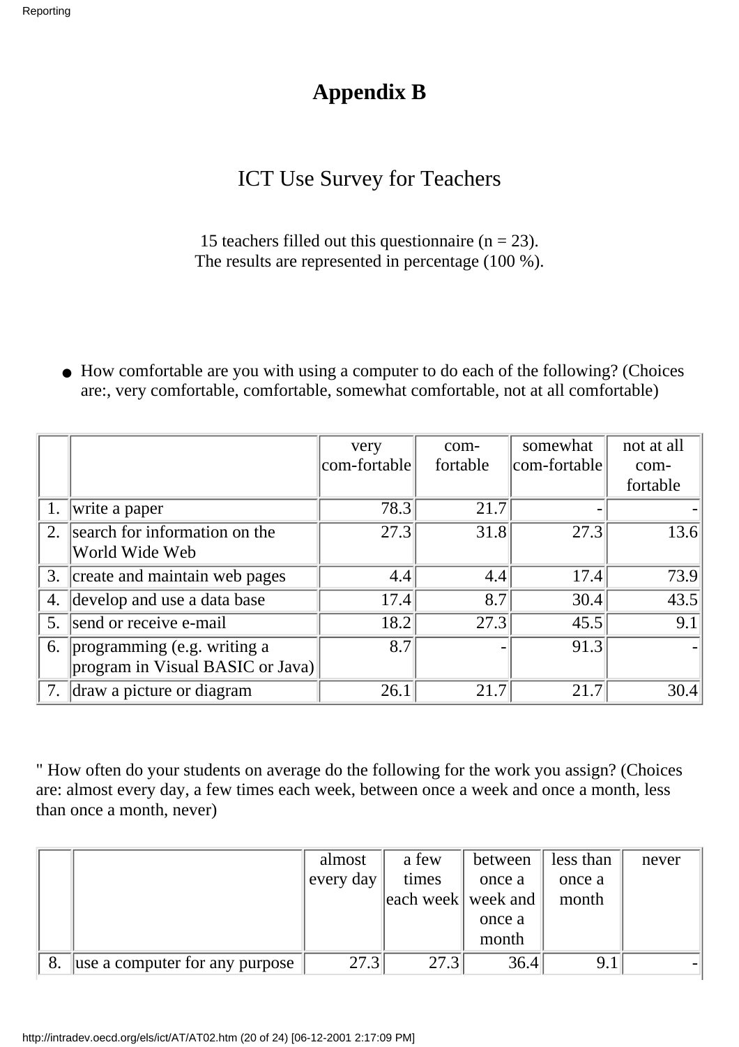# Appendix B

## ICT Use Survey for Teachers

15 teachers filled out this questionnaire (n = 23).
The results are represented in percentage (100 %).

- How comfortable are you with using a computer to do each of the following? (Choices are:, very comfortable, comfortable, somewhat comfortable, not at all comfortable)

| | | very com-fortable | com-fortable | somewhat com-fortable | not at all com-fortable |
|---|---|---|---|---|---|
| 1. | write a paper | 78.3 | 21.7 | - | - |
| 2. | search for information on the World Wide Web | 27.3 | 31.8 | 27.3 | 13.6 |
| 3. | create and maintain web pages | 4.4 | 4.4 | 17.4 | 73.9 |
| 4. | develop and use a data base | 17.4 | 8.7 | 30.4 | 43.5 |
| 5. | send or receive e-mail | 18.2 | 27.3 | 45.5 | 9.1 |
| 6. | programming (e.g. writing a program in Visual BASIC or Java) | 8.7 | - | 91.3 | - |
| 7. | draw a picture or diagram | 26.1 | 21.7 | 21.7 | 30.4 |

" How often do your students on average do the following for the work you assign? (Choices are: almost every day, a few times each week, between once a week and once a month, less than once a month, never)

| | | almost every day | a few times each week | between once a week and once a month | less than once a month | never |
|---|---|---|---|---|---|---|
| 8. | use a computer for any purpose | 27.3 | 27.3 | 36.4 | 9.1 | - |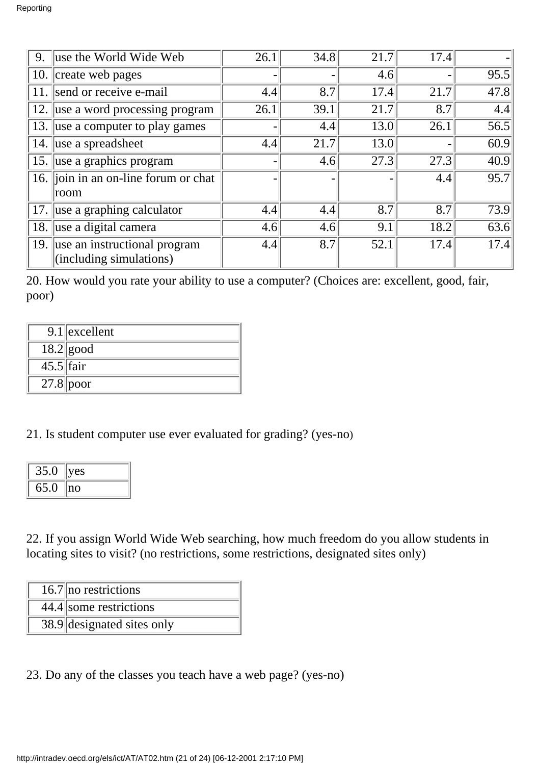| | | | | | | |
|---|---|---|---|---|---|---|
| 9. | use the World Wide Web | 26.1 | 34.8 | 21.7 | 17.4 | - |
| 10. | create web pages | - | - | 4.6 | - | 95.5 |
| 11. | send or receive e-mail | 4.4 | 8.7 | 17.4 | 21.7 | 47.8 |
| 12. | use a word processing program | 26.1 | 39.1 | 21.7 | 8.7 | 4.4 |
| 13. | use a computer to play games | - | 4.4 | 13.0 | 26.1 | 56.5 |
| 14. | use a spreadsheet | 4.4 | 21.7 | 13.0 | - | 60.9 |
| 15. | use a graphics program | - | 4.6 | 27.3 | 27.3 | 40.9 |
| 16. | join in an on-line forum or chat room | - | - | - | 4.4 | 95.7 |
| 17. | use a graphing calculator | 4.4 | 4.4 | 8.7 | 8.7 | 73.9 |
| 18. | use a digital camera | 4.6 | 4.6 | 9.1 | 18.2 | 63.6 |
| 19. | use an instructional program (including simulations) | 4.4 | 8.7 | 52.1 | 17.4 | 17.4 |

20. How would you rate your ability to use a computer? (Choices are: excellent, good, fair, poor)

| | |
|---|---|
| 9.1 | excellent |
| 18.2 | good |
| 45.5 | fair |
| 27.8 | poor |

21. Is student computer use ever evaluated for grading? (yes-no)

| | |
|---|---|
| 35.0 | yes |
| 65.0 | no |

22. If you assign World Wide Web searching, how much freedom do you allow students in locating sites to visit? (no restrictions, some restrictions, designated sites only)

| | |
|---|---|
| 16.7 | no restrictions |
| 44.4 | some restrictions |
| 38.9 | designated sites only |

23. Do any of the classes you teach have a web page? (yes-no)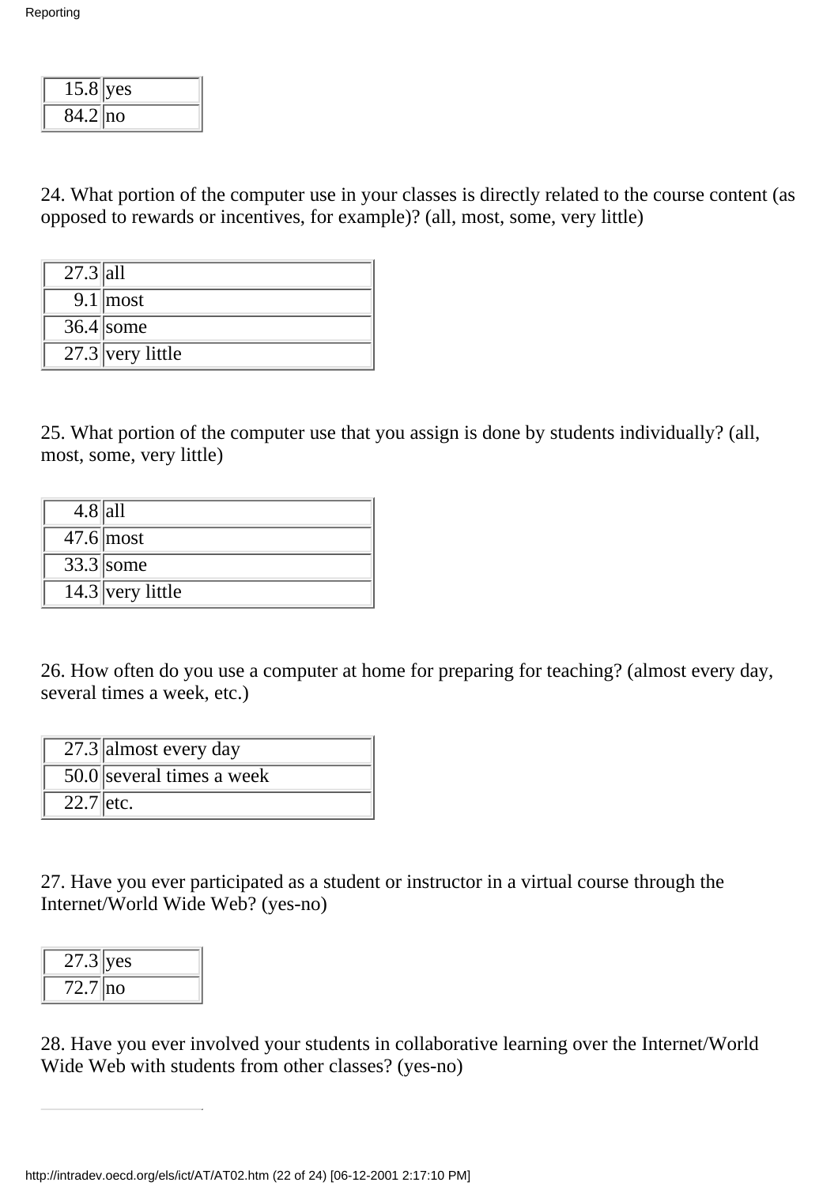| | |
|---|---|
| 15.8 | yes |
| 84.2 | no |

24. What portion of the computer use in your classes is directly related to the course content (as opposed to rewards or incentives, for example)? (all, most, some, very little)

| | |
|---|---|
| 27.3 | all |
| 9.1 | most |
| 36.4 | some |
| 27.3 | very little |

25. What portion of the computer use that you assign is done by students individually? (all, most, some, very little)

| | |
|---|---|
| 4.8 | all |
| 47.6 | most |
| 33.3 | some |
| 14.3 | very little |

26. How often do you use a computer at home for preparing for teaching? (almost every day, several times a week, etc.)

| | |
|---|---|
| 27.3 | almost every day |
| 50.0 | several times a week |
| 22.7 | etc. |

27. Have you ever participated as a student or instructor in a virtual course through the Internet/World Wide Web? (yes-no)

| | |
|---|---|
| 27.3 | yes |
| 72.7 | no |

28. Have you ever involved your students in collaborative learning over the Internet/World Wide Web with students from other classes? (yes-no)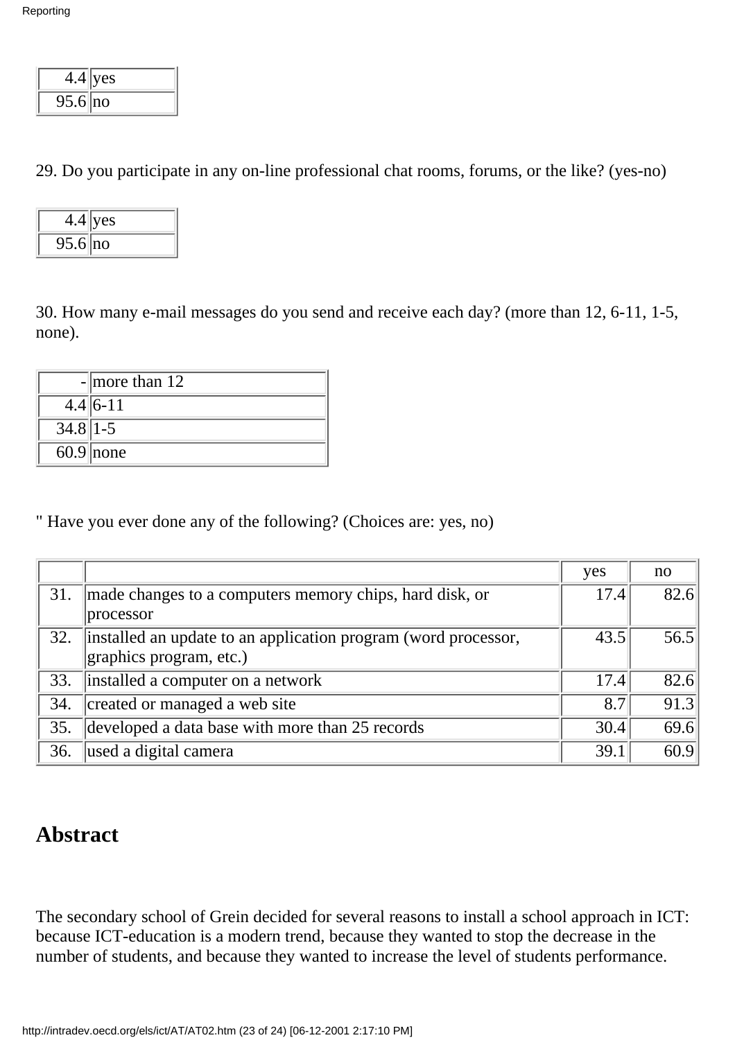| | |
|---|---|
| 4.4 | yes |
| 95.6 | no |

29. Do you participate in any on-line professional chat rooms, forums, or the like? (yes-no)

| | |
|---|---|
| 4.4 | yes |
| 95.6 | no |

30. How many e-mail messages do you send and receive each day? (more than 12, 6-11, 1-5, none).

| | |
|---|---|
| - | more than 12 |
| 4.4 | 6-11 |
| 34.8 | 1-5 |
| 60.9 | none |

" Have you ever done any of the following? (Choices are: yes, no)

| | | yes | no |
|---|---|---|---|
| 31. | made changes to a computers memory chips, hard disk, or processor | 17.4 | 82.6 |
| 32. | installed an update to an application program (word processor, graphics program, etc.) | 43.5 | 56.5 |
| 33. | installed a computer on a network | 17.4 | 82.6 |
| 34. | created or managed a web site | 8.7 | 91.3 |
| 35. | developed a data base with more than 25 records | 30.4 | 69.6 |
| 36. | used a digital camera | 39.1 | 60.9 |

## Abstract

The secondary school of Grein decided for several reasons to install a school approach in ICT: because ICT-education is a modern trend, because they wanted to stop the decrease in the number of students, and because they wanted to increase the level of students performance.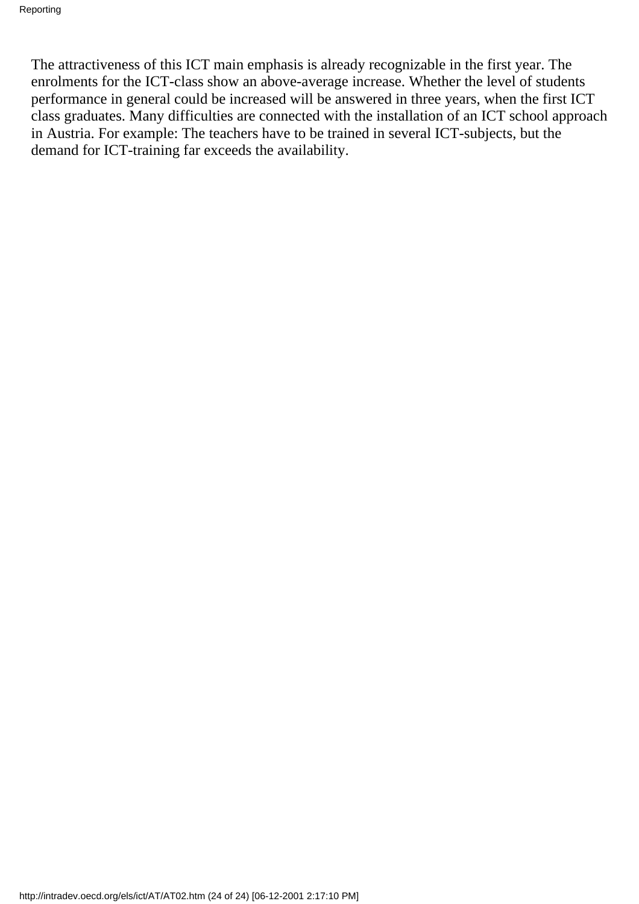The attractiveness of this ICT main emphasis is already recognizable in the first year. The enrolments for the ICT-class show an above-average increase. Whether the level of students performance in general could be increased will be answered in three years, when the first ICT class graduates. Many difficulties are connected with the installation of an ICT school approach in Austria. For example: The teachers have to be trained in several ICT-subjects, but the demand for ICT-training far exceeds the availability.